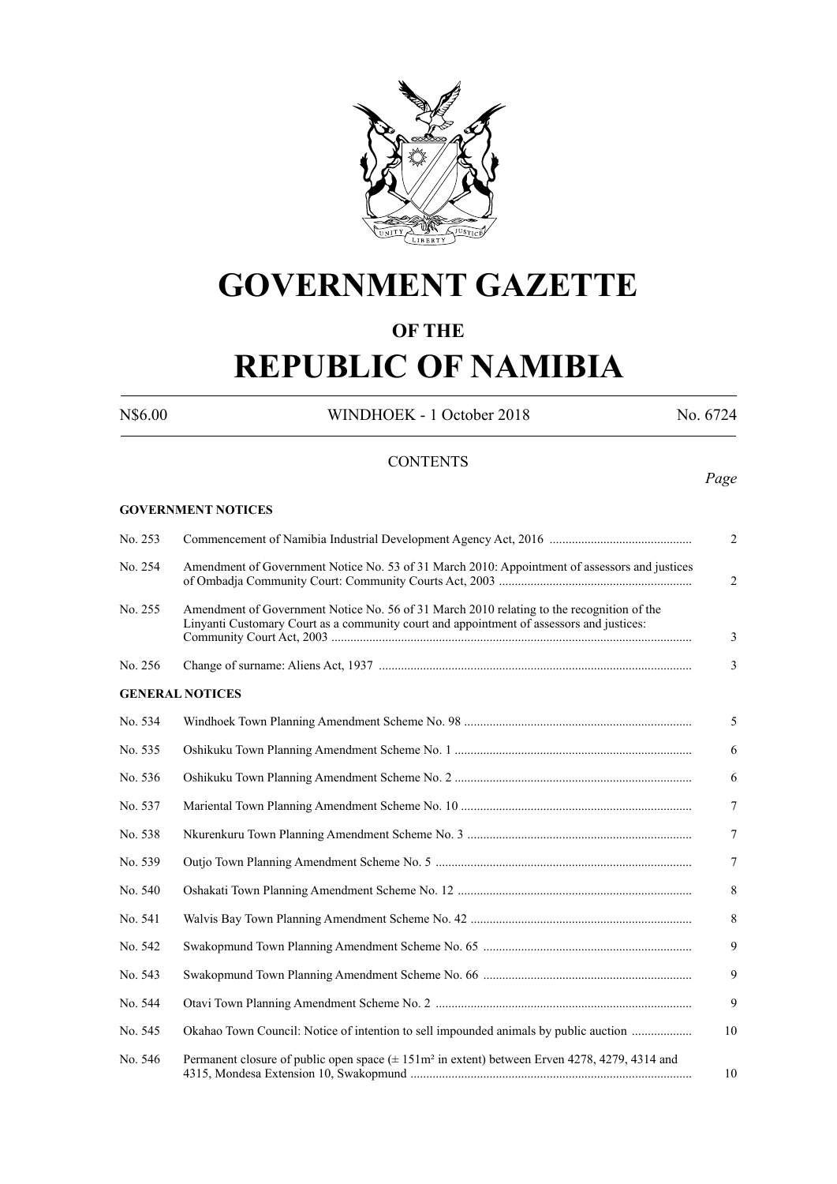# GOVERNMENT GAZETTE

## OF THE

# REPUBLIC OF NAMIBIA

N$6.00 WINDHOEK - 1 October 2018 No. 6724

CONTENTS

*Page*

**GOVERNMENT NOTICES**

| | | |
|---|---|---|
| No. 253 | Commencement of Namibia Industrial Development Agency Act, 2016 | 2 |
| No. 254 | Amendment of Government Notice No. 53 of 31 March 2010: Appointment of assessors and justices of Ombadja Community Court: Community Courts Act, 2003 | 2 |
| No. 255 | Amendment of Government Notice No. 56 of 31 March 2010 relating to the recognition of the Linyanti Customary Court as a community court and appointment of assessors and justices: Community Court Act, 2003 | 3 |
| No. 256 | Change of surname: Aliens Act, 1937 | 3 |

**GENERAL NOTICES**

| | | |
|---|---|---|
| No. 534 | Windhoek Town Planning Amendment Scheme No. 98 | 5 |
| No. 535 | Oshikuku Town Planning Amendment Scheme No. 1 | 6 |
| No. 536 | Oshikuku Town Planning Amendment Scheme No. 2 | 6 |
| No. 537 | Mariental Town Planning Amendment Scheme No. 10 | 7 |
| No. 538 | Nkurenkuru Town Planning Amendment Scheme No. 3 | 7 |
| No. 539 | Outjo Town Planning Amendment Scheme No. 5 | 7 |
| No. 540 | Oshakati Town Planning Amendment Scheme No. 12 | 8 |
| No. 541 | Walvis Bay Town Planning Amendment Scheme No. 42 | 8 |
| No. 542 | Swakopmund Town Planning Amendment Scheme No. 65 | 9 |
| No. 543 | Swakopmund Town Planning Amendment Scheme No. 66 | 9 |
| No. 544 | Otavi Town Planning Amendment Scheme No. 2 | 9 |
| No. 545 | Okahao Town Council: Notice of intention to sell impounded animals by public auction | 10 |
| No. 546 | Permanent closure of public open space (± 151m² in extent) between Erven 4278, 4279, 4314 and 4315, Mondesa Extension 10, Swakopmund | 10 |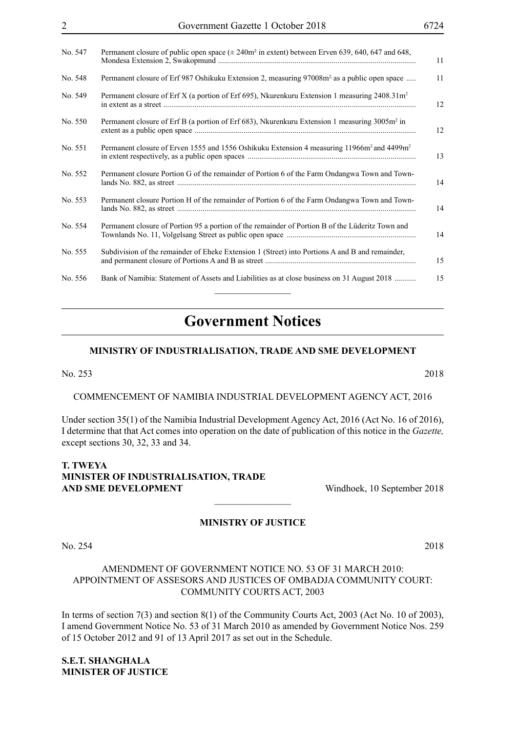| | | |
|---|---|---|
| No. 547 | Permanent closure of public open space (± 240m² in extent) between Erven 639, 640, 647 and 648, Mondesa Extension 2, Swakopmund | 11 |
| No. 548 | Permanent closure of Erf 987 Oshikuku Extension 2, measuring 97008m² as a public open space | 11 |
| No. 549 | Permanent closure of Erf X (a portion of Erf 695), Nkurenkuru Extension 1 measuring 2408.31m² in extent as a street | 12 |
| No. 550 | Permanent closure of Erf B (a portion of Erf 683), Nkurenkuru Extension 1 measuring 3005m² in extent as a public open space | 12 |
| No. 551 | Permanent closure of Erven 1555 and 1556 Oshikuku Extension 4 measuring 11966m² and 4499m² in extent respectively, as a public open spaces | 13 |
| No. 552 | Permanent closure Portion G of the remainder of Portion 6 of the Farm Ondangwa Town and Townlands No. 882, as street | 14 |
| No. 553 | Permanent closure Portion H of the remainder of Portion 6 of the Farm Ondangwa Town and Townlands No. 882, as street | 14 |
| No. 554 | Permanent closure of Portion 95 a portion of the remainder of Portion B of the Lüderitz Town and Townlands No. 11, Volgelsang Street as public open space | 14 |
| No. 555 | Subdivision of the remainder of Eheke Extension 1 (Street) into Portions A and B and remainder, and permanent closure of Portions A and B as street | 15 |
| No. 556 | Bank of Namibia: Statement of Assets and Liabilities as at close business on 31 August 2018 | 15 |

# Government Notices

## MINISTRY OF INDUSTRIALISATION, TRADE AND SME DEVELOPMENT

No. 253 2018

COMMENCEMENT OF NAMIBIA INDUSTRIAL DEVELOPMENT AGENCY ACT, 2016

Under section 35(1) of the Namibia Industrial Development Agency Act, 2016 (Act No. 16 of 2016), I determine that that Act comes into operation on the date of publication of this notice in the *Gazette,* except sections 30, 32, 33 and 34.

**T. TWEYA**
**MINISTER OF INDUSTRIALISATION, TRADE AND SME DEVELOPMENT** Windhoek, 10 September 2018

## MINISTRY OF JUSTICE

No. 254 2018

AMENDMENT OF GOVERNMENT NOTICE NO. 53 OF 31 MARCH 2010: APPOINTMENT OF ASSESORS AND JUSTICES OF OMBADJA COMMUNITY COURT: COMMUNITY COURTS ACT, 2003

In terms of section 7(3) and section 8(1) of the Community Courts Act, 2003 (Act No. 10 of 2003), I amend Government Notice No. 53 of 31 March 2010 as amended by Government Notice Nos. 259 of 15 October 2012 and 91 of 13 April 2017 as set out in the Schedule.

**S.E.T. SHANGHALA**
**MINISTER OF JUSTICE**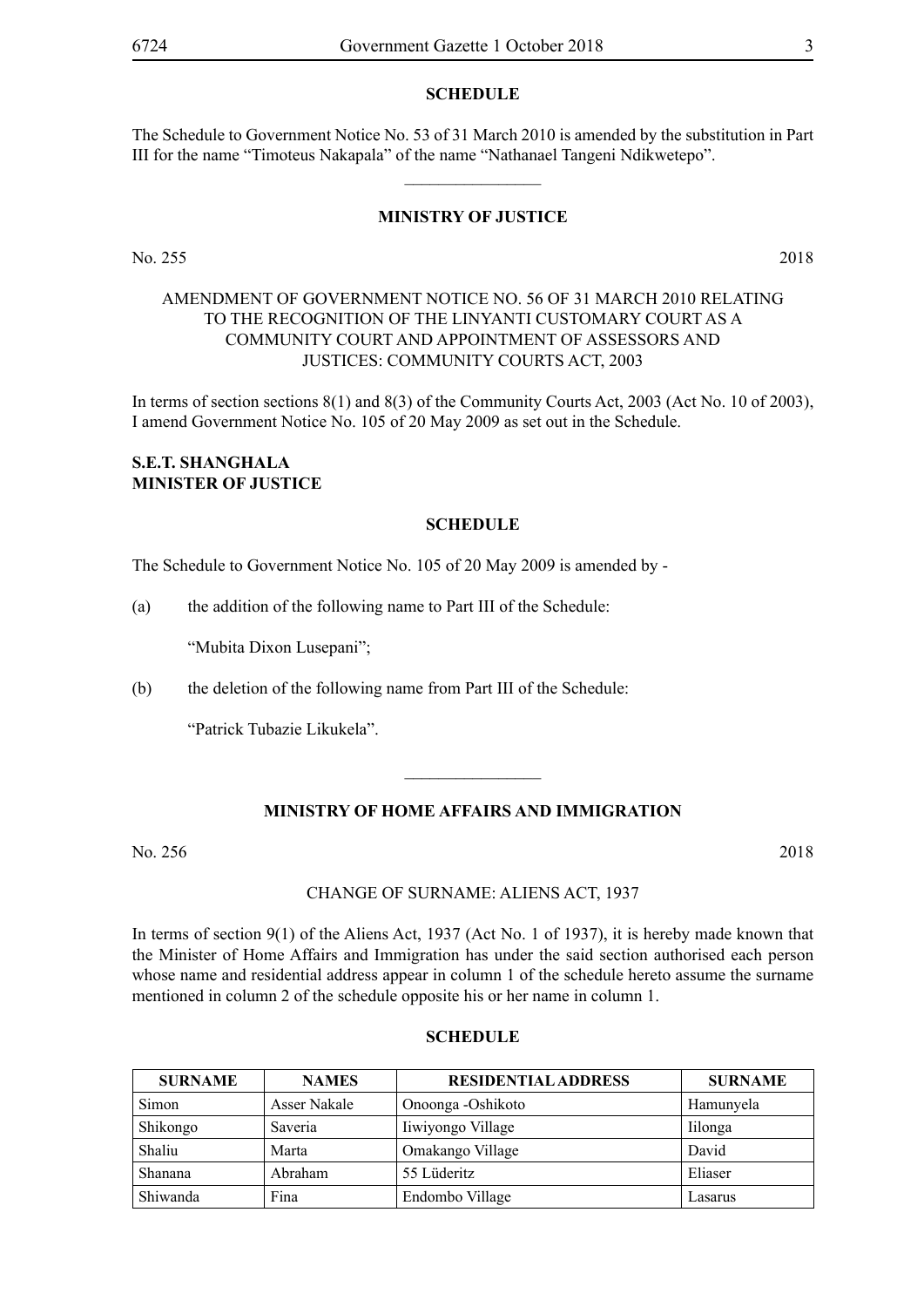**SCHEDULE**

The Schedule to Government Notice No. 53 of 31 March 2010 is amended by the substitution in Part III for the name "Timoteus Nakapala" of the name "Nathanael Tangeni Ndikwetepo".

________________

**MINISTRY OF JUSTICE**

No. 255 2018

AMENDMENT OF GOVERNMENT NOTICE NO. 56 OF 31 MARCH 2010 RELATING TO THE RECOGNITION OF THE LINYANTI CUSTOMARY COURT AS A COMMUNITY COURT AND APPOINTMENT OF ASSESSORS AND JUSTICES: COMMUNITY COURTS ACT, 2003

In terms of section sections 8(1) and 8(3) of the Community Courts Act, 2003 (Act No. 10 of 2003), I amend Government Notice No. 105 of 20 May 2009 as set out in the Schedule.

**S.E.T. SHANGHALA**
**MINISTER OF JUSTICE**

**SCHEDULE**

The Schedule to Government Notice No. 105 of 20 May 2009 is amended by -

(a) the addition of the following name to Part III of the Schedule:

"Mubita Dixon Lusepani";

(b) the deletion of the following name from Part III of the Schedule:

"Patrick Tubazie Likukela".

________________

**MINISTRY OF HOME AFFAIRS AND IMMIGRATION**

No. 256 2018

CHANGE OF SURNAME: ALIENS ACT, 1937

In terms of section 9(1) of the Aliens Act, 1937 (Act No. 1 of 1937), it is hereby made known that the Minister of Home Affairs and Immigration has under the said section authorised each person whose name and residential address appear in column 1 of the schedule hereto assume the surname mentioned in column 2 of the schedule opposite his or her name in column 1.

**SCHEDULE**

| SURNAME | NAMES | RESIDENTIAL ADDRESS | SURNAME |
|---|---|---|---|
| Simon | Asser Nakale | Onoonga -Oshikoto | Hamunyela |
| Shikongo | Saveria | Iiwiyongo Village | Iilonga |
| Shaliu | Marta | Omakango Village | David |
| Shanana | Abraham | 55 Lüderitz | Eliaser |
| Shiwanda | Fina | Endombo Village | Lasarus |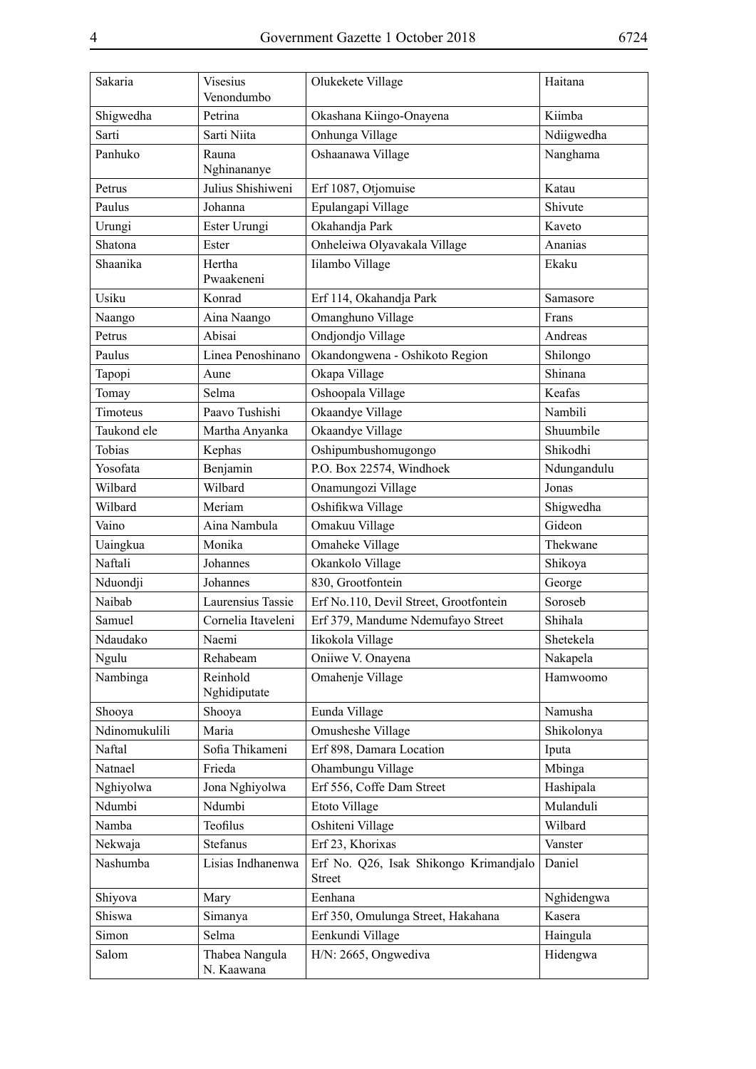| | | | |
|---|---|---|---|
| Sakaria | Visesius Venondumbo | Olukekete Village | Haitana |
| Shigwedha | Petrina | Okashana Kiingo-Onayena | Kiimba |
| Sarti | Sarti Niita | Onhunga Village | Ndiigwedha |
| Panhuko | Rauna Nghinananye | Oshaanawa Village | Nanghama |
| Petrus | Julius Shishiweni | Erf 1087, Otjomuise | Katau |
| Paulus | Johanna | Epulangapi Village | Shivute |
| Urungi | Ester Urungi | Okahandja Park | Kaveto |
| Shatona | Ester | Onheleiwa Olyavakala Village | Ananias |
| Shaanika | Hertha Pwaakeneni | Iilambo Village | Ekaku |
| Usiku | Konrad | Erf 114, Okahandja Park | Samasore |
| Naango | Aina Naango | Omanghuno Village | Frans |
| Petrus | Abisai | Ondjondjo Village | Andreas |
| Paulus | Linea Penoshinano | Okandongwena - Oshikoto Region | Shilongo |
| Tapopi | Aune | Okapa Village | Shinana |
| Tomay | Selma | Oshoopala Village | Keafas |
| Timoteus | Paavo Tushishi | Okaandye Village | Nambili |
| Taukond ele | Martha Anyanka | Okaandye Village | Shuumbile |
| Tobias | Kephas | Oshipumbushomugongo | Shikodhi |
| Yosofata | Benjamin | P.O. Box 22574, Windhoek | Ndungandulu |
| Wilbard | Wilbard | Onamungozi Village | Jonas |
| Wilbard | Meriam | Oshifikwa Village | Shigwedha |
| Vaino | Aina Nambula | Omakuu Village | Gideon |
| Uaingkua | Monika | Omaheke Village | Thekwane |
| Naftali | Johannes | Okankolo Village | Shikoya |
| Nduondji | Johannes | 830, Grootfontein | George |
| Naibab | Laurensius Tassie | Erf No.110, Devil Street, Grootfontein | Soroseb |
| Samuel | Cornelia Itaveleni | Erf 379, Mandume Ndemufayo Street | Shihala |
| Ndaudako | Naemi | Iikokola Village | Shetekela |
| Ngulu | Rehabeam | Oniiwe V. Onayena | Nakapela |
| Nambinga | Reinhold Nghiduputate | Omahenje Village | Hamwoomo |
| Shooya | Shooya | Eunda Village | Namusha |
| Ndinomukulili | Maria | Omusheshe Village | Shikolonya |
| Naftal | Sofia Thikameni | Erf 898, Damara Location | Iputa |
| Natnael | Frieda | Ohambungu Village | Mbinga |
| Nghiyolwa | Jona Nghiyolwa | Erf 556, Coffe Dam Street | Hashipala |
| Ndumbi | Ndumbi | Etoto Village | Mulanduli |
| Namba | Teofilus | Oshiteni Village | Wilbard |
| Nekwaja | Stefanus | Erf 23, Khorixas | Vanster |
| Nashumba | Lisias Indhanenwa | Erf No. Q26, Isak Shikongo Krimandjalo Street | Daniel |
| Shiyova | Mary | Eenhana | Nghidengwa |
| Shiswa | Simanya | Erf 350, Omulunga Street, Hakahana | Kasera |
| Simon | Selma | Eenkundi Village | Haingula |
| Salom | Thabea Nangula N. Kaawana | H/N: 2665, Ongwediva | Hidengwa |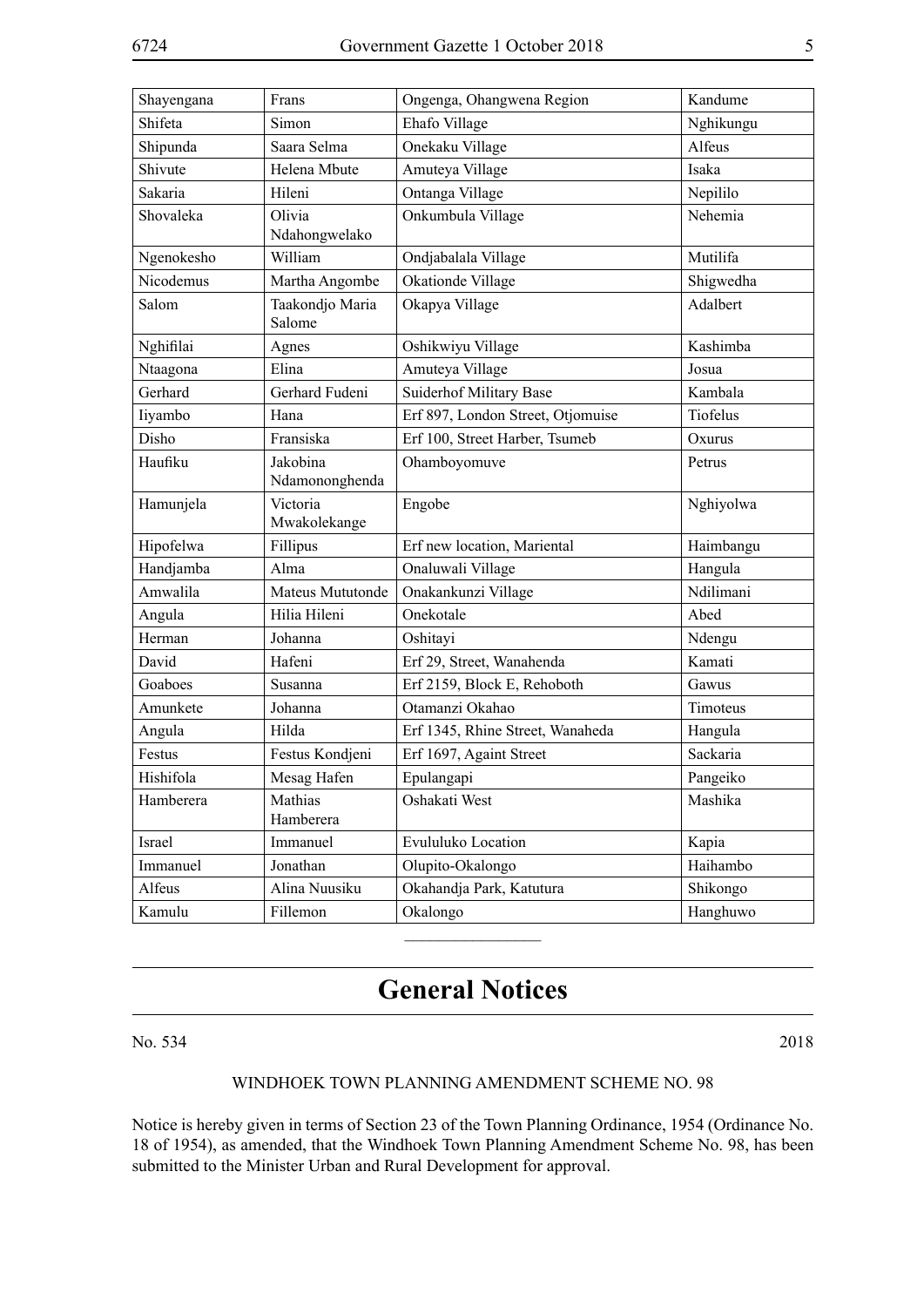| Shayengana | Frans | Ongenga, Ohangwena Region | Kandume |
|---|---|---|---|
| Shifeta | Simon | Ehafo Village | Nghikungu |
| Shipunda | Saara Selma | Onekaku Village | Alfeus |
| Shivute | Helena Mbute | Amuteya Village | Isaka |
| Sakaria | Hileni | Ontanga Village | Nepililo |
| Shovaleka | Olivia Ndahongwelako | Onkumbula Village | Nehemia |
| Ngenokesho | William | Ondjabalala Village | Mutilifa |
| Nicodemus | Martha Angombe | Okationde Village | Shigwedha |
| Salom | Taakondjo Maria Salome | Okapya Village | Adalbert |
| Nghifilai | Agnes | Oshikwiyu Village | Kashimba |
| Ntaagona | Elina | Amuteya Village | Josua |
| Gerhard | Gerhard Fudeni | Suiderhof Military Base | Kambala |
| Iiyambo | Hana | Erf 897, London Street, Otjomuise | Tiofelus |
| Disho | Fransiska | Erf 100, Street Harber, Tsumeb | Oxurus |
| Haufiku | Jakobina Ndamononghenda | Ohamboyomuve | Petrus |
| Hamunjela | Victoria Mwakolekange | Engobe | Nghiyolwa |
| Hipofelwa | Fillipus | Erf new location, Mariental | Haimbangu |
| Handjamba | Alma | Onaluwali Village | Hangula |
| Amwalila | Mateus Mututonde | Onakankunzi Village | Ndilimani |
| Angula | Hilia Hileni | Onekotale | Abed |
| Herman | Johanna | Oshitayi | Ndengu |
| David | Hafeni | Erf 29, Street, Wanahenda | Kamati |
| Goaboes | Susanna | Erf 2159, Block E, Rehoboth | Gawus |
| Amunkete | Johanna | Otamanzi Okahao | Timoteus |
| Angula | Hilda | Erf 1345, Rhine Street, Wanaheda | Hangula |
| Festus | Festus Kondjeni | Erf 1697, Againt Street | Sackaria |
| Hishifola | Mesag Hafen | Epulangapi | Pangeiko |
| Hamberera | Mathias Hamberera | Oshakati West | Mashika |
| Israel | Immanuel | Evululuko Location | Kapia |
| Immanuel | Jonathan | Olupito-Okalongo | Haihambo |
| Alfeus | Alina Nuusiku | Okahandja Park, Katutura | Shikongo |
| Kamulu | Fillemon | Okalongo | Hanghuwo |

# General Notices

No. 534 2018

WINDHOEK TOWN PLANNING AMENDMENT SCHEME NO. 98

Notice is hereby given in terms of Section 23 of the Town Planning Ordinance, 1954 (Ordinance No. 18 of 1954), as amended, that the Windhoek Town Planning Amendment Scheme No. 98, has been submitted to the Minister Urban and Rural Development for approval.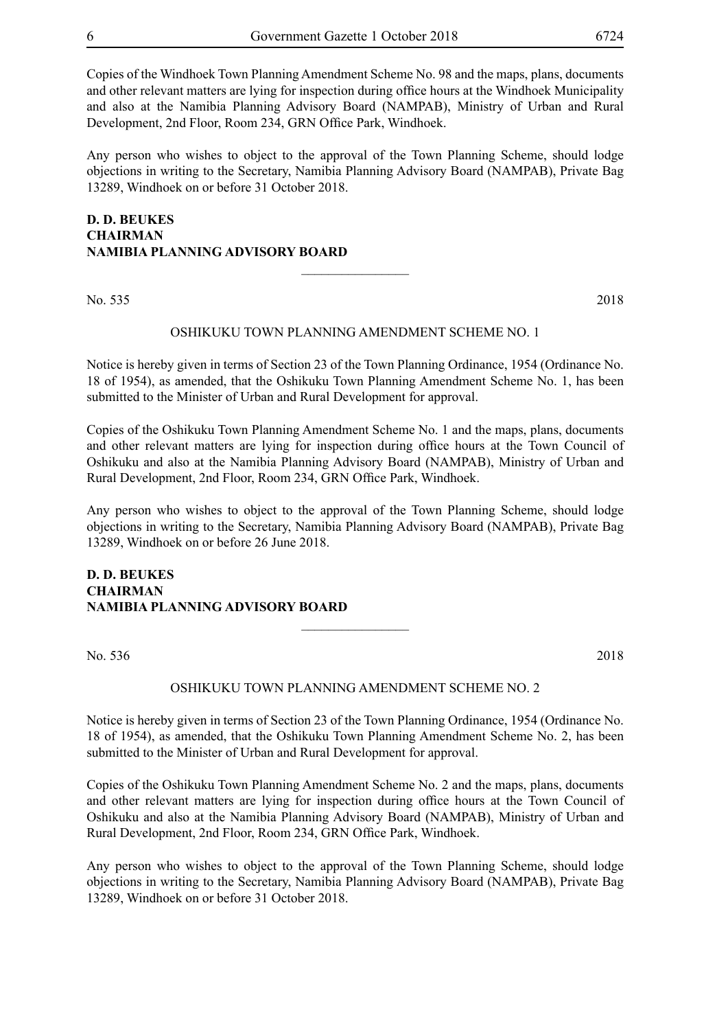Copies of the Windhoek Town Planning Amendment Scheme No. 98 and the maps, plans, documents and other relevant matters are lying for inspection during office hours at the Windhoek Municipality and also at the Namibia Planning Advisory Board (NAMPAB), Ministry of Urban and Rural Development, 2nd Floor, Room 234, GRN Office Park, Windhoek.

Any person who wishes to object to the approval of the Town Planning Scheme, should lodge objections in writing to the Secretary, Namibia Planning Advisory Board (NAMPAB), Private Bag 13289, Windhoek on or before 31 October 2018.

**D. D. BEUKES**
**CHAIRMAN**
**NAMIBIA PLANNING ADVISORY BOARD**

---

No. 535 2018

OSHIKUKU TOWN PLANNING AMENDMENT SCHEME NO. 1

Notice is hereby given in terms of Section 23 of the Town Planning Ordinance, 1954 (Ordinance No. 18 of 1954), as amended, that the Oshikuku Town Planning Amendment Scheme No. 1, has been submitted to the Minister of Urban and Rural Development for approval.

Copies of the Oshikuku Town Planning Amendment Scheme No. 1 and the maps, plans, documents and other relevant matters are lying for inspection during office hours at the Town Council of Oshikuku and also at the Namibia Planning Advisory Board (NAMPAB), Ministry of Urban and Rural Development, 2nd Floor, Room 234, GRN Office Park, Windhoek.

Any person who wishes to object to the approval of the Town Planning Scheme, should lodge objections in writing to the Secretary, Namibia Planning Advisory Board (NAMPAB), Private Bag 13289, Windhoek on or before 26 June 2018.

**D. D. BEUKES**
**CHAIRMAN**
**NAMIBIA PLANNING ADVISORY BOARD**

---

No. 536 2018

OSHIKUKU TOWN PLANNING AMENDMENT SCHEME NO. 2

Notice is hereby given in terms of Section 23 of the Town Planning Ordinance, 1954 (Ordinance No. 18 of 1954), as amended, that the Oshikuku Town Planning Amendment Scheme No. 2, has been submitted to the Minister of Urban and Rural Development for approval.

Copies of the Oshikuku Town Planning Amendment Scheme No. 2 and the maps, plans, documents and other relevant matters are lying for inspection during office hours at the Town Council of Oshikuku and also at the Namibia Planning Advisory Board (NAMPAB), Ministry of Urban and Rural Development, 2nd Floor, Room 234, GRN Office Park, Windhoek.

Any person who wishes to object to the approval of the Town Planning Scheme, should lodge objections in writing to the Secretary, Namibia Planning Advisory Board (NAMPAB), Private Bag 13289, Windhoek on or before 31 October 2018.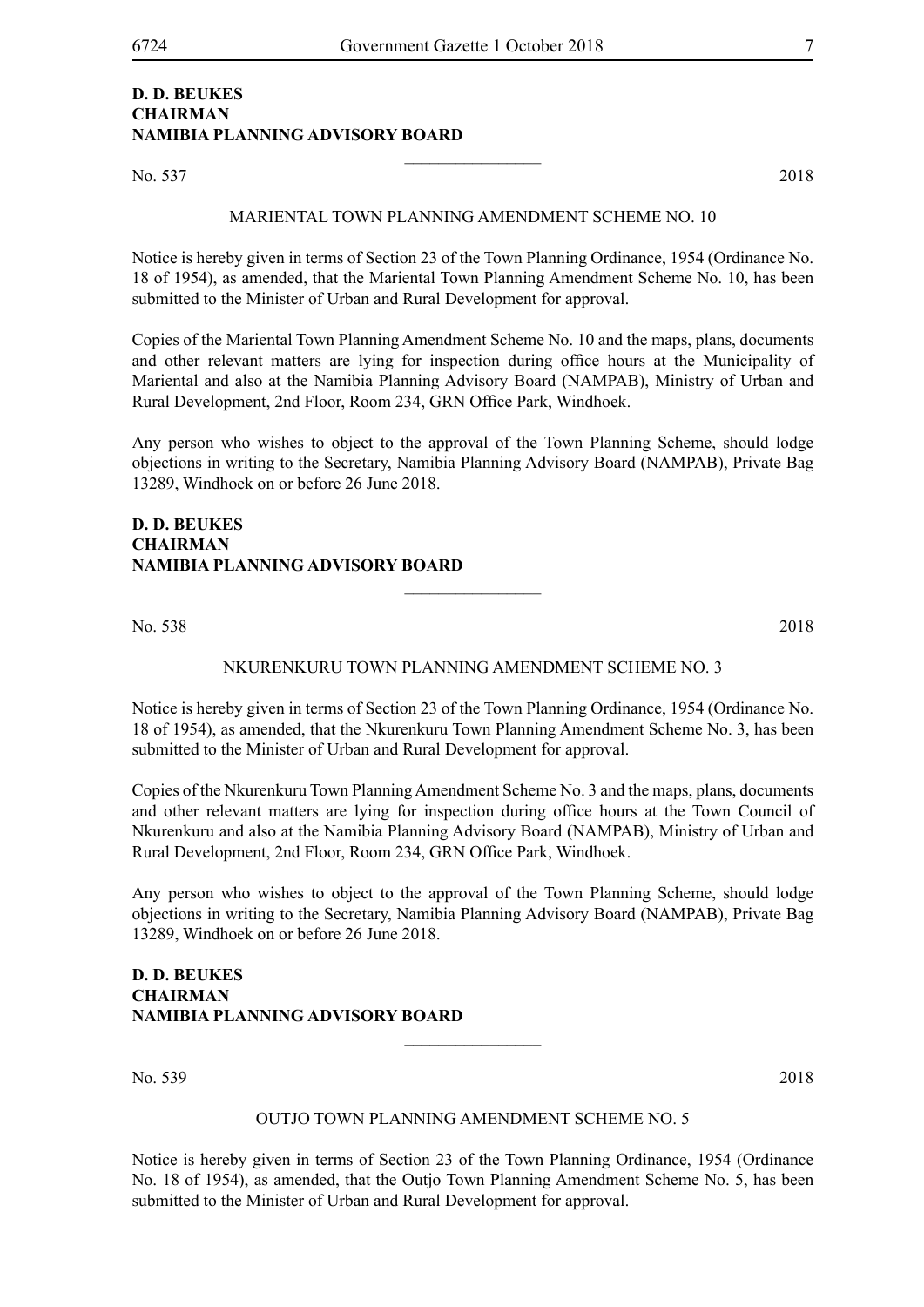**D. D. BEUKES**
**CHAIRMAN**
**NAMIBIA PLANNING ADVISORY BOARD**

---

No. 537 2018

MARIENTAL TOWN PLANNING AMENDMENT SCHEME NO. 10

Notice is hereby given in terms of Section 23 of the Town Planning Ordinance, 1954 (Ordinance No. 18 of 1954), as amended, that the Mariental Town Planning Amendment Scheme No. 10, has been submitted to the Minister of Urban and Rural Development for approval.

Copies of the Mariental Town Planning Amendment Scheme No. 10 and the maps, plans, documents and other relevant matters are lying for inspection during office hours at the Municipality of Mariental and also at the Namibia Planning Advisory Board (NAMPAB), Ministry of Urban and Rural Development, 2nd Floor, Room 234, GRN Office Park, Windhoek.

Any person who wishes to object to the approval of the Town Planning Scheme, should lodge objections in writing to the Secretary, Namibia Planning Advisory Board (NAMPAB), Private Bag 13289, Windhoek on or before 26 June 2018.

**D. D. BEUKES**
**CHAIRMAN**
**NAMIBIA PLANNING ADVISORY BOARD**

---

No. 538 2018

NKURENKURU TOWN PLANNING AMENDMENT SCHEME NO. 3

Notice is hereby given in terms of Section 23 of the Town Planning Ordinance, 1954 (Ordinance No. 18 of 1954), as amended, that the Nkurenkuru Town Planning Amendment Scheme No. 3, has been submitted to the Minister of Urban and Rural Development for approval.

Copies of the Nkurenkuru Town Planning Amendment Scheme No. 3 and the maps, plans, documents and other relevant matters are lying for inspection during office hours at the Town Council of Nkurenkuru and also at the Namibia Planning Advisory Board (NAMPAB), Ministry of Urban and Rural Development, 2nd Floor, Room 234, GRN Office Park, Windhoek.

Any person who wishes to object to the approval of the Town Planning Scheme, should lodge objections in writing to the Secretary, Namibia Planning Advisory Board (NAMPAB), Private Bag 13289, Windhoek on or before 26 June 2018.

**D. D. BEUKES**
**CHAIRMAN**
**NAMIBIA PLANNING ADVISORY BOARD**

---

No. 539 2018

OUTJO TOWN PLANNING AMENDMENT SCHEME NO. 5

Notice is hereby given in terms of Section 23 of the Town Planning Ordinance, 1954 (Ordinance No. 18 of 1954), as amended, that the Outjo Town Planning Amendment Scheme No. 5, has been submitted to the Minister of Urban and Rural Development for approval.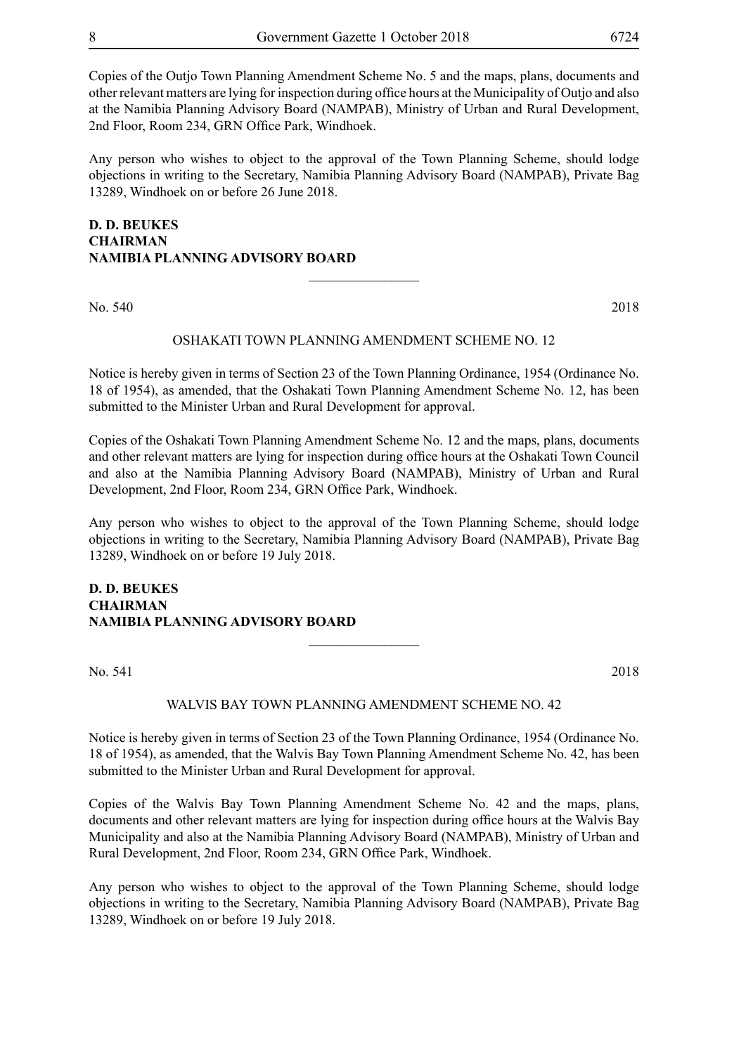Copies of the Outjo Town Planning Amendment Scheme No. 5 and the maps, plans, documents and other relevant matters are lying for inspection during office hours at the Municipality of Outjo and also at the Namibia Planning Advisory Board (NAMPAB), Ministry of Urban and Rural Development, 2nd Floor, Room 234, GRN Office Park, Windhoek.

Any person who wishes to object to the approval of the Town Planning Scheme, should lodge objections in writing to the Secretary, Namibia Planning Advisory Board (NAMPAB), Private Bag 13289, Windhoek on or before 26 June 2018.

**D. D. BEUKES**
**CHAIRMAN**
**NAMIBIA PLANNING ADVISORY BOARD**

---

No. 540 2018

OSHAKATI TOWN PLANNING AMENDMENT SCHEME NO. 12

Notice is hereby given in terms of Section 23 of the Town Planning Ordinance, 1954 (Ordinance No. 18 of 1954), as amended, that the Oshakati Town Planning Amendment Scheme No. 12, has been submitted to the Minister Urban and Rural Development for approval.

Copies of the Oshakati Town Planning Amendment Scheme No. 12 and the maps, plans, documents and other relevant matters are lying for inspection during office hours at the Oshakati Town Council and also at the Namibia Planning Advisory Board (NAMPAB), Ministry of Urban and Rural Development, 2nd Floor, Room 234, GRN Office Park, Windhoek.

Any person who wishes to object to the approval of the Town Planning Scheme, should lodge objections in writing to the Secretary, Namibia Planning Advisory Board (NAMPAB), Private Bag 13289, Windhoek on or before 19 July 2018.

**D. D. BEUKES**
**CHAIRMAN**
**NAMIBIA PLANNING ADVISORY BOARD**

---

No. 541 2018

WALVIS BAY TOWN PLANNING AMENDMENT SCHEME NO. 42

Notice is hereby given in terms of Section 23 of the Town Planning Ordinance, 1954 (Ordinance No. 18 of 1954), as amended, that the Walvis Bay Town Planning Amendment Scheme No. 42, has been submitted to the Minister Urban and Rural Development for approval.

Copies of the Walvis Bay Town Planning Amendment Scheme No. 42 and the maps, plans, documents and other relevant matters are lying for inspection during office hours at the Walvis Bay Municipality and also at the Namibia Planning Advisory Board (NAMPAB), Ministry of Urban and Rural Development, 2nd Floor, Room 234, GRN Office Park, Windhoek.

Any person who wishes to object to the approval of the Town Planning Scheme, should lodge objections in writing to the Secretary, Namibia Planning Advisory Board (NAMPAB), Private Bag 13289, Windhoek on or before 19 July 2018.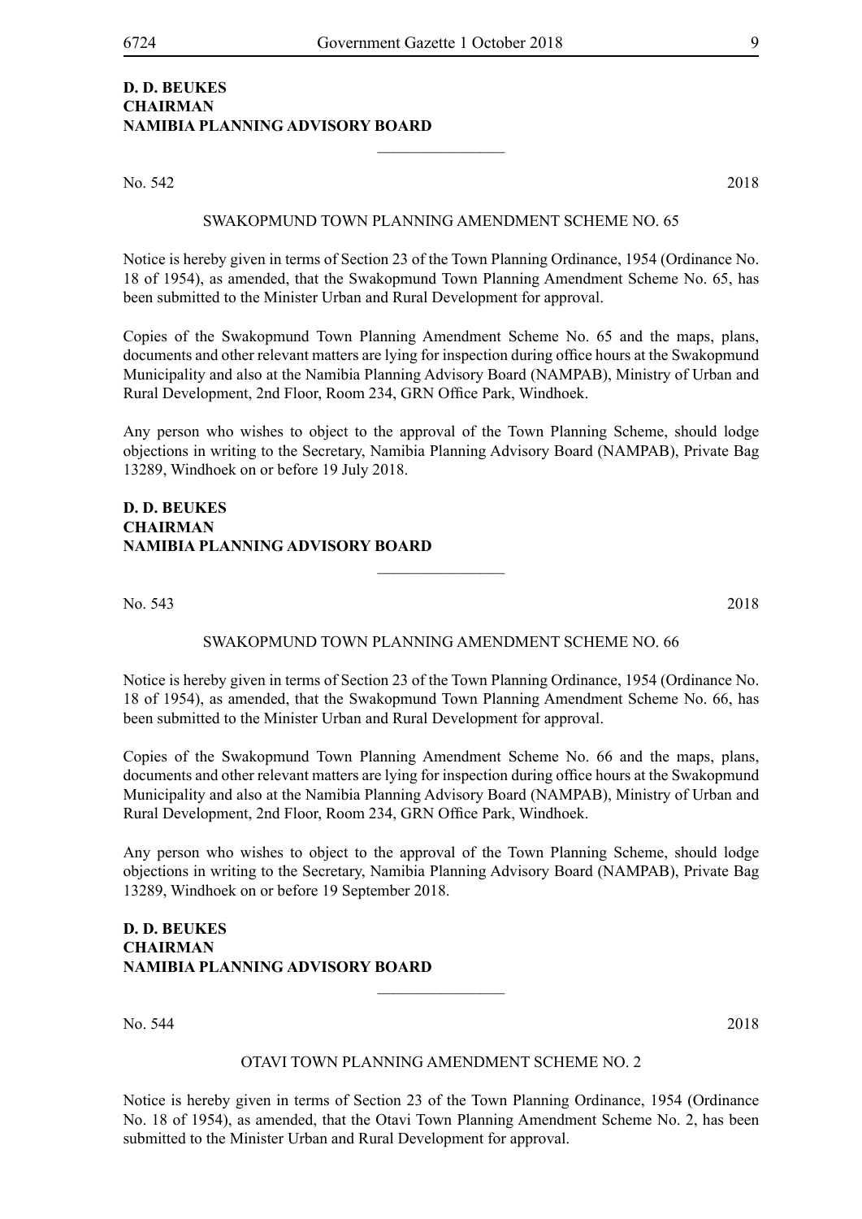**D. D. BEUKES**
**CHAIRMAN**
**NAMIBIA PLANNING ADVISORY BOARD**

________________

No. 542 2018

SWAKOPMUND TOWN PLANNING AMENDMENT SCHEME NO. 65

Notice is hereby given in terms of Section 23 of the Town Planning Ordinance, 1954 (Ordinance No. 18 of 1954), as amended, that the Swakopmund Town Planning Amendment Scheme No. 65, has been submitted to the Minister Urban and Rural Development for approval.

Copies of the Swakopmund Town Planning Amendment Scheme No. 65 and the maps, plans, documents and other relevant matters are lying for inspection during office hours at the Swakopmund Municipality and also at the Namibia Planning Advisory Board (NAMPAB), Ministry of Urban and Rural Development, 2nd Floor, Room 234, GRN Office Park, Windhoek.

Any person who wishes to object to the approval of the Town Planning Scheme, should lodge objections in writing to the Secretary, Namibia Planning Advisory Board (NAMPAB), Private Bag 13289, Windhoek on or before 19 July 2018.

**D. D. BEUKES**
**CHAIRMAN**
**NAMIBIA PLANNING ADVISORY BOARD**

________________

No. 543 2018

SWAKOPMUND TOWN PLANNING AMENDMENT SCHEME NO. 66

Notice is hereby given in terms of Section 23 of the Town Planning Ordinance, 1954 (Ordinance No. 18 of 1954), as amended, that the Swakopmund Town Planning Amendment Scheme No. 66, has been submitted to the Minister Urban and Rural Development for approval.

Copies of the Swakopmund Town Planning Amendment Scheme No. 66 and the maps, plans, documents and other relevant matters are lying for inspection during office hours at the Swakopmund Municipality and also at the Namibia Planning Advisory Board (NAMPAB), Ministry of Urban and Rural Development, 2nd Floor, Room 234, GRN Office Park, Windhoek.

Any person who wishes to object to the approval of the Town Planning Scheme, should lodge objections in writing to the Secretary, Namibia Planning Advisory Board (NAMPAB), Private Bag 13289, Windhoek on or before 19 September 2018.

**D. D. BEUKES**
**CHAIRMAN**
**NAMIBIA PLANNING ADVISORY BOARD**

________________

No. 544 2018

OTAVI TOWN PLANNING AMENDMENT SCHEME NO. 2

Notice is hereby given in terms of Section 23 of the Town Planning Ordinance, 1954 (Ordinance No. 18 of 1954), as amended, that the Otavi Town Planning Amendment Scheme No. 2, has been submitted to the Minister Urban and Rural Development for approval.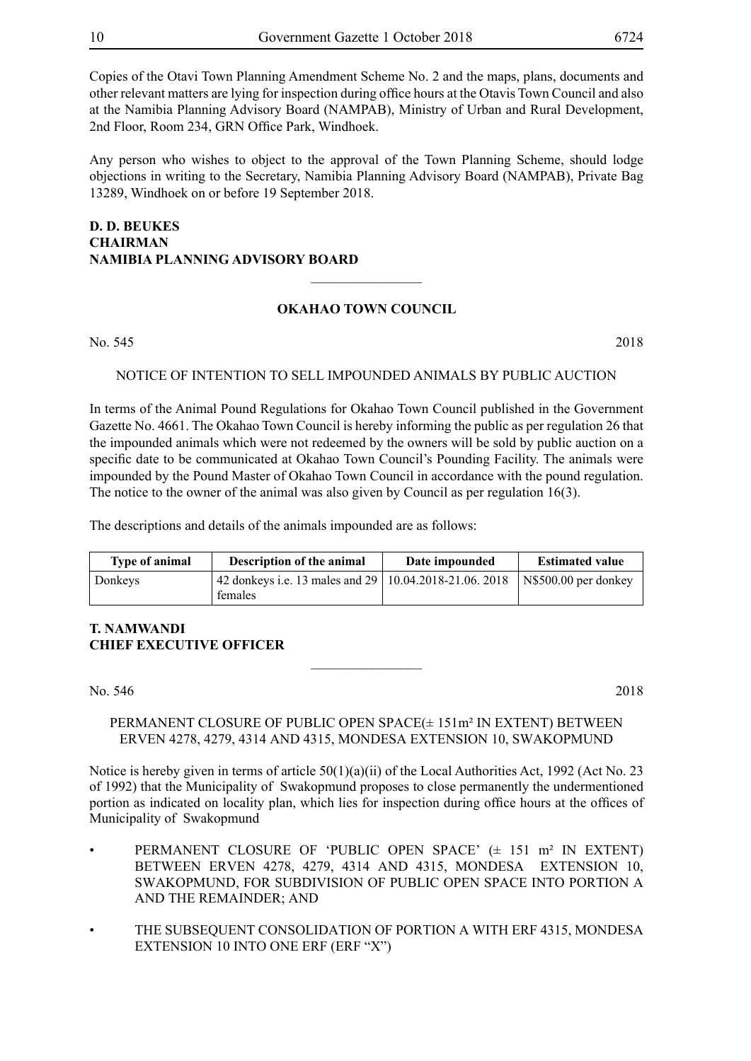Copies of the Otavi Town Planning Amendment Scheme No. 2 and the maps, plans, documents and other relevant matters are lying for inspection during office hours at the Otavis Town Council and also at the Namibia Planning Advisory Board (NAMPAB), Ministry of Urban and Rural Development, 2nd Floor, Room 234, GRN Office Park, Windhoek.

Any person who wishes to object to the approval of the Town Planning Scheme, should lodge objections in writing to the Secretary, Namibia Planning Advisory Board (NAMPAB), Private Bag 13289, Windhoek on or before 19 September 2018.

**D. D. BEUKES**
**CHAIRMAN**
**NAMIBIA PLANNING ADVISORY BOARD**

---

## OKAHAO TOWN COUNCIL

No. 545 2018

NOTICE OF INTENTION TO SELL IMPOUNDED ANIMALS BY PUBLIC AUCTION

In terms of the Animal Pound Regulations for Okahao Town Council published in the Government Gazette No. 4661. The Okahao Town Council is hereby informing the public as per regulation 26 that the impounded animals which were not redeemed by the owners will be sold by public auction on a specific date to be communicated at Okahao Town Council's Pounding Facility. The animals were impounded by the Pound Master of Okahao Town Council in accordance with the pound regulation. The notice to the owner of the animal was also given by Council as per regulation 16(3).

The descriptions and details of the animals impounded are as follows:

| Type of animal | Description of the animal | Date impounded | Estimated value |
|---|---|---|---|
| Donkeys | 42 donkeys i.e. 13 males and 29 females | 10.04.2018-21.06. 2018 | N$500.00 per donkey |

**T. NAMWANDI**
**CHIEF EXECUTIVE OFFICER**

---

No. 546 2018

PERMANENT CLOSURE OF PUBLIC OPEN SPACE(± 151m² IN EXTENT) BETWEEN ERVEN 4278, 4279, 4314 AND 4315, MONDESA EXTENSION 10, SWAKOPMUND

Notice is hereby given in terms of article 50(1)(a)(ii) of the Local Authorities Act, 1992 (Act No. 23 of 1992) that the Municipality of Swakopmund proposes to close permanently the undermentioned portion as indicated on locality plan, which lies for inspection during office hours at the offices of Municipality of Swakopmund

- PERMANENT CLOSURE OF 'PUBLIC OPEN SPACE' (± 151 m² IN EXTENT) BETWEEN ERVEN 4278, 4279, 4314 AND 4315, MONDESA EXTENSION 10, SWAKOPMUND, FOR SUBDIVISION OF PUBLIC OPEN SPACE INTO PORTION A AND THE REMAINDER; AND
- THE SUBSEQUENT CONSOLIDATION OF PORTION A WITH ERF 4315, MONDESA EXTENSION 10 INTO ONE ERF (ERF "X")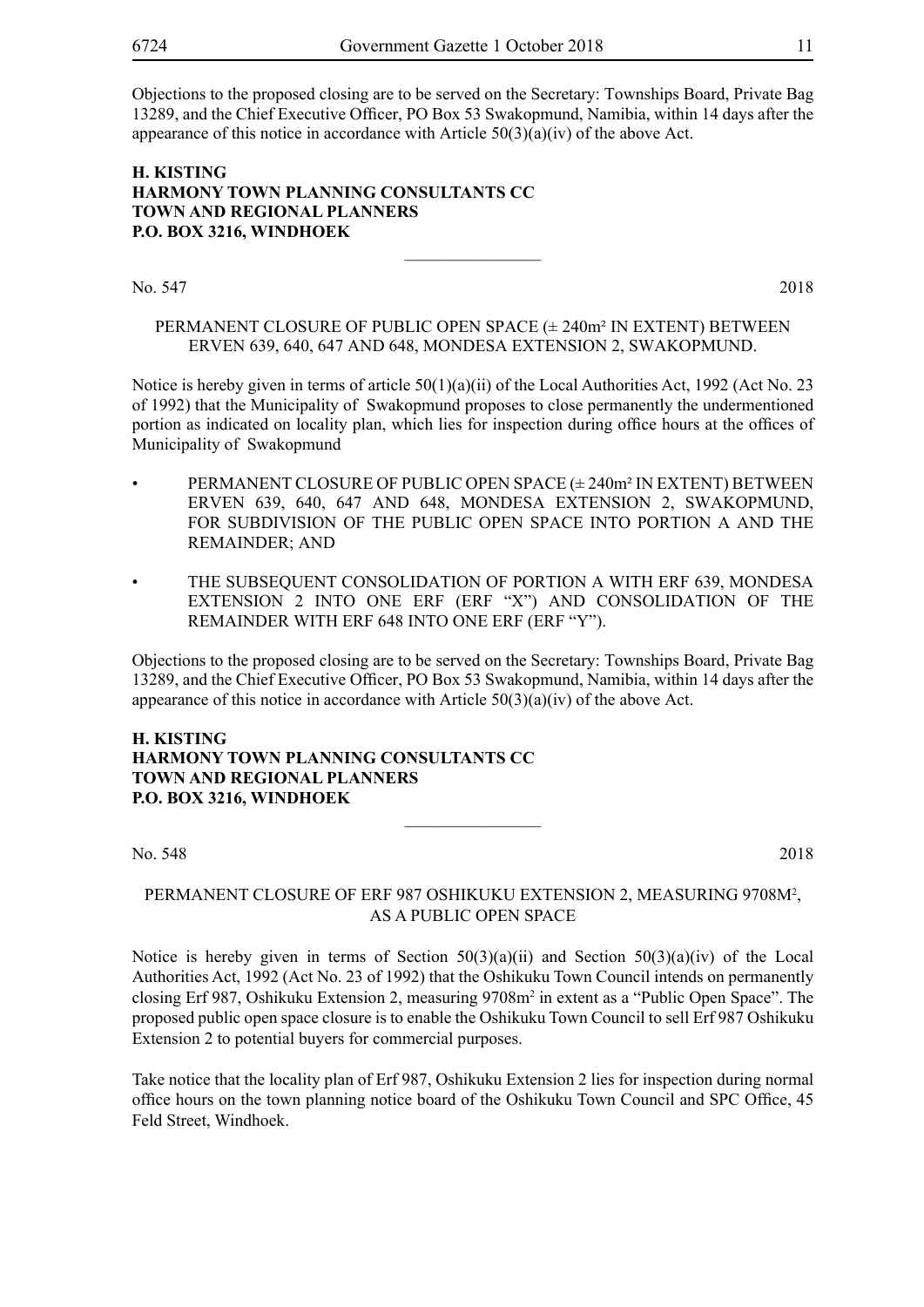Objections to the proposed closing are to be served on the Secretary: Townships Board, Private Bag 13289, and the Chief Executive Officer, PO Box 53 Swakopmund, Namibia, within 14 days after the appearance of this notice in accordance with Article 50(3)(a)(iv) of the above Act.

**H. KISTING**
**HARMONY TOWN PLANNING CONSULTANTS CC**
**TOWN AND REGIONAL PLANNERS**
**P.O. BOX 3216, WINDHOEK**

---

No. 547 2018

PERMANENT CLOSURE OF PUBLIC OPEN SPACE (± 240m² IN EXTENT) BETWEEN ERVEN 639, 640, 647 AND 648, MONDESA EXTENSION 2, SWAKOPMUND.

Notice is hereby given in terms of article 50(1)(a)(ii) of the Local Authorities Act, 1992 (Act No. 23 of 1992) that the Municipality of Swakopmund proposes to close permanently the undermentioned portion as indicated on locality plan, which lies for inspection during office hours at the offices of Municipality of Swakopmund

- PERMANENT CLOSURE OF PUBLIC OPEN SPACE (± 240m² IN EXTENT) BETWEEN ERVEN 639, 640, 647 AND 648, MONDESA EXTENSION 2, SWAKOPMUND, FOR SUBDIVISION OF THE PUBLIC OPEN SPACE INTO PORTION A AND THE REMAINDER; AND
- THE SUBSEQUENT CONSOLIDATION OF PORTION A WITH ERF 639, MONDESA EXTENSION 2 INTO ONE ERF (ERF "X") AND CONSOLIDATION OF THE REMAINDER WITH ERF 648 INTO ONE ERF (ERF "Y").

Objections to the proposed closing are to be served on the Secretary: Townships Board, Private Bag 13289, and the Chief Executive Officer, PO Box 53 Swakopmund, Namibia, within 14 days after the appearance of this notice in accordance with Article 50(3)(a)(iv) of the above Act.

**H. KISTING**
**HARMONY TOWN PLANNING CONSULTANTS CC**
**TOWN AND REGIONAL PLANNERS**
**P.O. BOX 3216, WINDHOEK**

---

No. 548 2018

PERMANENT CLOSURE OF ERF 987 OSHIKUKU EXTENSION 2, MEASURING 9708M$^2$, AS A PUBLIC OPEN SPACE

Notice is hereby given in terms of Section 50(3)(a)(ii) and Section 50(3)(a)(iv) of the Local Authorities Act, 1992 (Act No. 23 of 1992) that the Oshikuku Town Council intends on permanently closing Erf 987, Oshikuku Extension 2, measuring 9708m$^2$ in extent as a "Public Open Space". The proposed public open space closure is to enable the Oshikuku Town Council to sell Erf 987 Oshikuku Extension 2 to potential buyers for commercial purposes.

Take notice that the locality plan of Erf 987, Oshikuku Extension 2 lies for inspection during normal office hours on the town planning notice board of the Oshikuku Town Council and SPC Office, 45 Feld Street, Windhoek.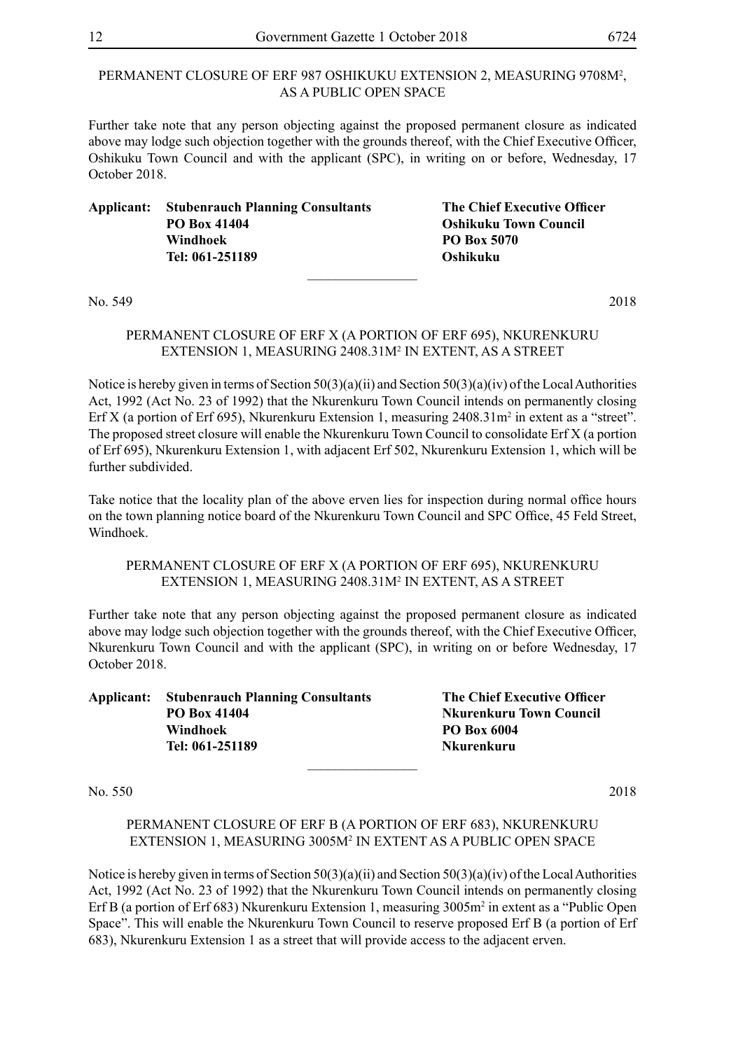PERMANENT CLOSURE OF ERF 987 OSHIKUKU EXTENSION 2, MEASURING 9708M$^2$, AS A PUBLIC OPEN SPACE

Further take note that any person objecting against the proposed permanent closure as indicated above may lodge such objection together with the grounds thereof, with the Chief Executive Officer, Oshikuku Town Council and with the applicant (SPC), in writing on or before, Wednesday, 17 October 2018.

| **Applicant:** | **Stubenrauch Planning Consultants** | **The Chief Executive Officer** |
|---|---|---|
| | **PO Box 41404** | **Oshikuku Town Council** |
| | **Windhoek** | **PO Box 5070** |
| | **Tel: 061-251189** | **Oshikuku** |

________________

No. 549 2018

PERMANENT CLOSURE OF ERF X (A PORTION OF ERF 695), NKURENKURU EXTENSION 1, MEASURING 2408.31M$^2$ IN EXTENT, AS A STREET

Notice is hereby given in terms of Section 50(3)(a)(ii) and Section 50(3)(a)(iv) of the Local Authorities Act, 1992 (Act No. 23 of 1992) that the Nkurenkuru Town Council intends on permanently closing Erf X (a portion of Erf 695), Nkurenkuru Extension 1, measuring 2408.31m$^2$ in extent as a "street". The proposed street closure will enable the Nkurenkuru Town Council to consolidate Erf X (a portion of Erf 695), Nkurenkuru Extension 1, with adjacent Erf 502, Nkurenkuru Extension 1, which will be further subdivided.

Take notice that the locality plan of the above erven lies for inspection during normal office hours on the town planning notice board of the Nkurenkuru Town Council and SPC Office, 45 Feld Street, Windhoek.

PERMANENT CLOSURE OF ERF X (A PORTION OF ERF 695), NKURENKURU EXTENSION 1, MEASURING 2408.31M$^2$ IN EXTENT, AS A STREET

Further take note that any person objecting against the proposed permanent closure as indicated above may lodge such objection together with the grounds thereof, with the Chief Executive Officer, Nkurenkuru Town Council and with the applicant (SPC), in writing on or before Wednesday, 17 October 2018.

| **Applicant:** | **Stubenrauch Planning Consultants** | **The Chief Executive Officer** |
|---|---|---|
| | **PO Box 41404** | **Nkurenkuru Town Council** |
| | **Windhoek** | **PO Box 6004** |
| | **Tel: 061-251189** | **Nkurenkuru** |

________________

No. 550 2018

PERMANENT CLOSURE OF ERF B (A PORTION OF ERF 683), NKURENKURU EXTENSION 1, MEASURING 3005M$^2$ IN EXTENT AS A PUBLIC OPEN SPACE

Notice is hereby given in terms of Section 50(3)(a)(ii) and Section 50(3)(a)(iv) of the Local Authorities Act, 1992 (Act No. 23 of 1992) that the Nkurenkuru Town Council intends on permanently closing Erf B (a portion of Erf 683) Nkurenkuru Extension 1, measuring 3005m$^2$ in extent as a "Public Open Space". This will enable the Nkurenkuru Town Council to reserve proposed Erf B (a portion of Erf 683), Nkurenkuru Extension 1 as a street that will provide access to the adjacent erven.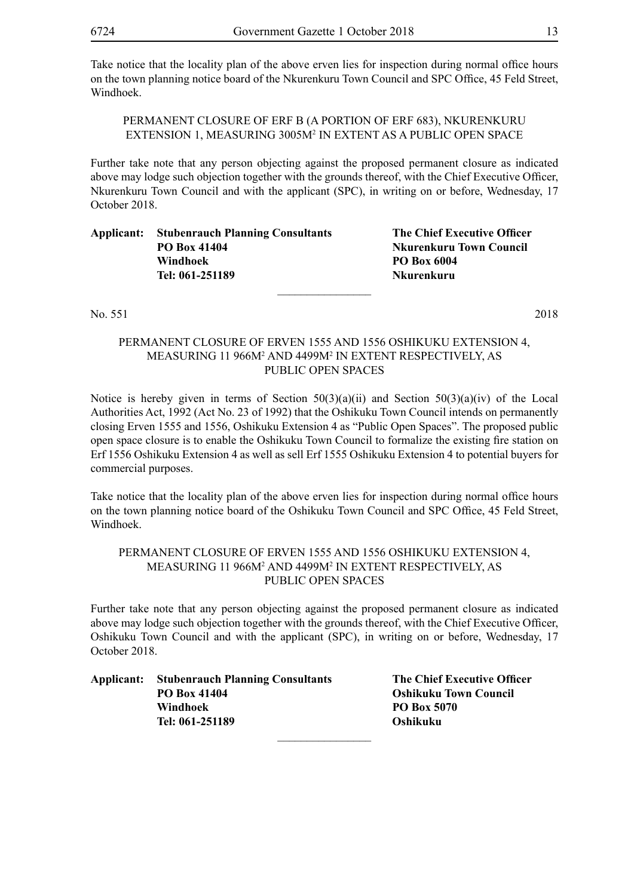Take notice that the locality plan of the above erven lies for inspection during normal office hours on the town planning notice board of the Nkurenkuru Town Council and SPC Office, 45 Feld Street, Windhoek.

PERMANENT CLOSURE OF ERF B (A PORTION OF ERF 683), NKURENKURU EXTENSION 1, MEASURING 3005M$^2$ IN EXTENT AS A PUBLIC OPEN SPACE

Further take note that any person objecting against the proposed permanent closure as indicated above may lodge such objection together with the grounds thereof, with the Chief Executive Officer, Nkurenkuru Town Council and with the applicant (SPC), in writing on or before, Wednesday, 17 October 2018.

**Applicant: Stubenrauch Planning Consultants**
**PO Box 41404**
**Windhoek**
**Tel: 061-251189**

**The Chief Executive Officer**
**Nkurenkuru Town Council**
**PO Box 6004**
**Nkurenkuru**

________________

No. 551 2018

PERMANENT CLOSURE OF ERVEN 1555 AND 1556 OSHIKUKU EXTENSION 4, MEASURING 11 966M$^2$ AND 4499M$^2$ IN EXTENT RESPECTIVELY, AS PUBLIC OPEN SPACES

Notice is hereby given in terms of Section 50(3)(a)(ii) and Section 50(3)(a)(iv) of the Local Authorities Act, 1992 (Act No. 23 of 1992) that the Oshikuku Town Council intends on permanently closing Erven 1555 and 1556, Oshikuku Extension 4 as "Public Open Spaces". The proposed public open space closure is to enable the Oshikuku Town Council to formalize the existing fire station on Erf 1556 Oshikuku Extension 4 as well as sell Erf 1555 Oshikuku Extension 4 to potential buyers for commercial purposes.

Take notice that the locality plan of the above erven lies for inspection during normal office hours on the town planning notice board of the Oshikuku Town Council and SPC Office, 45 Feld Street, Windhoek.

PERMANENT CLOSURE OF ERVEN 1555 AND 1556 OSHIKUKU EXTENSION 4, MEASURING 11 966M$^2$ AND 4499M$^2$ IN EXTENT RESPECTIVELY, AS PUBLIC OPEN SPACES

Further take note that any person objecting against the proposed permanent closure as indicated above may lodge such objection together with the grounds thereof, with the Chief Executive Officer, Oshikuku Town Council and with the applicant (SPC), in writing on or before, Wednesday, 17 October 2018.

**Applicant: Stubenrauch Planning Consultants**
**PO Box 41404**
**Windhoek**
**Tel: 061-251189**

**The Chief Executive Officer**
**Oshikuku Town Council**
**PO Box 5070**
**Oshikuku**

________________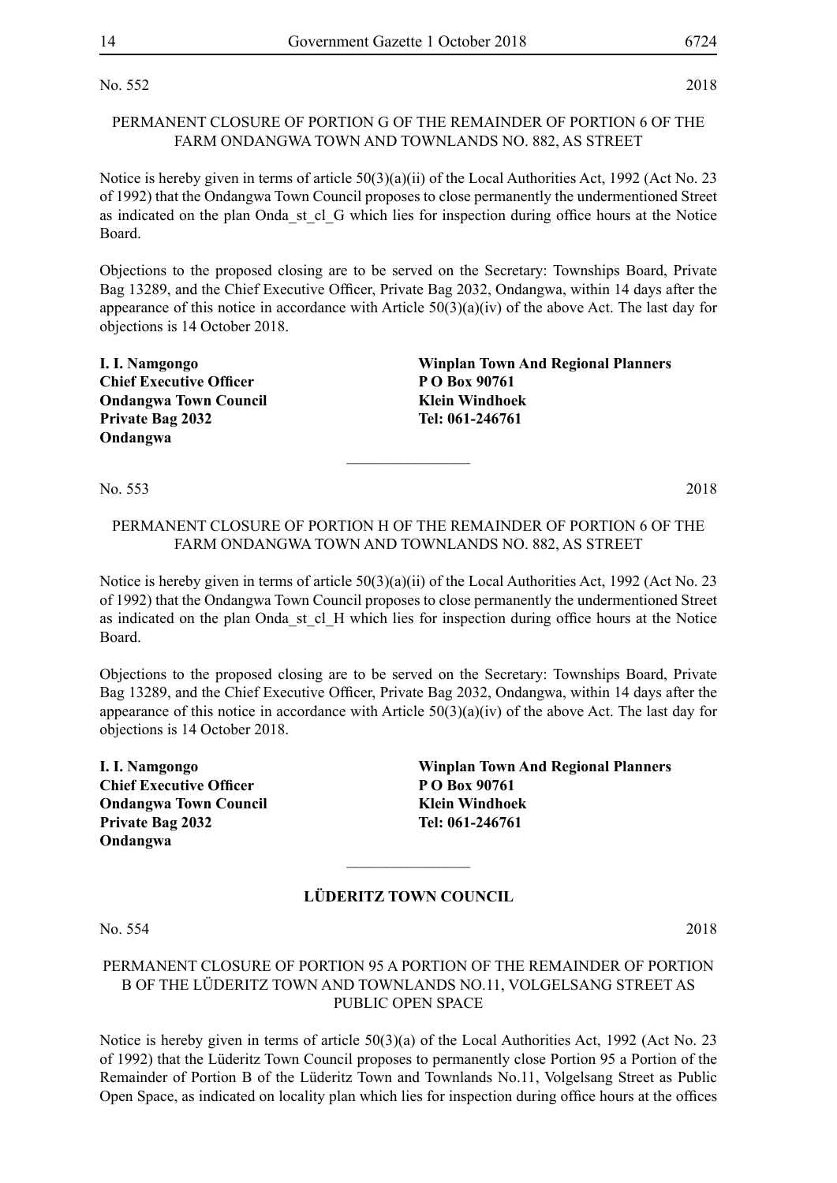No. 552 2018

PERMANENT CLOSURE OF PORTION G OF THE REMAINDER OF PORTION 6 OF THE FARM ONDANGWA TOWN AND TOWNLANDS NO. 882, AS STREET

Notice is hereby given in terms of article 50(3)(a)(ii) of the Local Authorities Act, 1992 (Act No. 23 of 1992) that the Ondangwa Town Council proposes to close permanently the undermentioned Street as indicated on the plan Onda_st_cl_G which lies for inspection during office hours at the Notice Board.

Objections to the proposed closing are to be served on the Secretary: Townships Board, Private Bag 13289, and the Chief Executive Officer, Private Bag 2032, Ondangwa, within 14 days after the appearance of this notice in accordance with Article 50(3)(a)(iv) of the above Act. The last day for objections is 14 October 2018.

**I. I. Namgongo**
**Chief Executive Officer**
**Ondangwa Town Council**
**Private Bag 2032**
**Ondangwa**

**Winplan Town And Regional Planners**
**P O Box 90761**
**Klein Windhoek**
**Tel: 061-246761**

---

No. 553 2018

PERMANENT CLOSURE OF PORTION H OF THE REMAINDER OF PORTION 6 OF THE FARM ONDANGWA TOWN AND TOWNLANDS NO. 882, AS STREET

Notice is hereby given in terms of article 50(3)(a)(ii) of the Local Authorities Act, 1992 (Act No. 23 of 1992) that the Ondangwa Town Council proposes to close permanently the undermentioned Street as indicated on the plan Onda_st_cl_H which lies for inspection during office hours at the Notice Board.

Objections to the proposed closing are to be served on the Secretary: Townships Board, Private Bag 13289, and the Chief Executive Officer, Private Bag 2032, Ondangwa, within 14 days after the appearance of this notice in accordance with Article 50(3)(a)(iv) of the above Act. The last day for objections is 14 October 2018.

**I. I. Namgongo**
**Chief Executive Officer**
**Ondangwa Town Council**
**Private Bag 2032**
**Ondangwa**

**Winplan Town And Regional Planners**
**P O Box 90761**
**Klein Windhoek**
**Tel: 061-246761**

---

## LÜDERITZ TOWN COUNCIL

No. 554 2018

PERMANENT CLOSURE OF PORTION 95 A PORTION OF THE REMAINDER OF PORTION B OF THE LÜDERITZ TOWN AND TOWNLANDS NO.11, VOLGELSANG STREET AS PUBLIC OPEN SPACE

Notice is hereby given in terms of article 50(3)(a) of the Local Authorities Act, 1992 (Act No. 23 of 1992) that the Lüderitz Town Council proposes to permanently close Portion 95 a Portion of the Remainder of Portion B of the Lüderitz Town and Townlands No.11, Volgelsang Street as Public Open Space, as indicated on locality plan which lies for inspection during office hours at the offices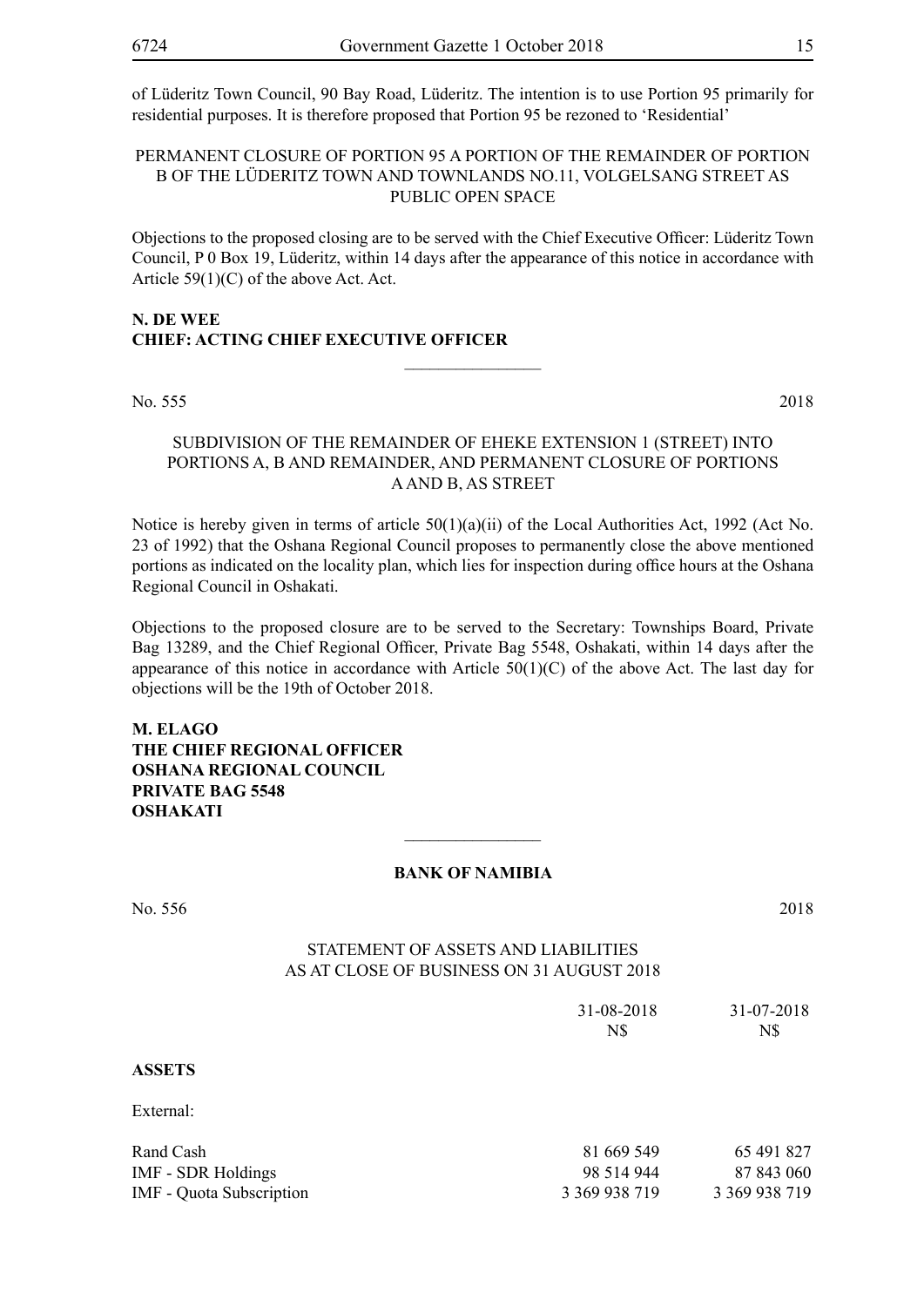of Lüderitz Town Council, 90 Bay Road, Lüderitz. The intention is to use Portion 95 primarily for residential purposes. It is therefore proposed that Portion 95 be rezoned to 'Residential'

PERMANENT CLOSURE OF PORTION 95 A PORTION OF THE REMAINDER OF PORTION B OF THE LÜDERITZ TOWN AND TOWNLANDS NO.11, VOLGELSANG STREET AS PUBLIC OPEN SPACE

Objections to the proposed closing are to be served with the Chief Executive Officer: Lüderitz Town Council, P 0 Box 19, Lüderitz, within 14 days after the appearance of this notice in accordance with Article 59(1)(C) of the above Act. Act.

**N. DE WEE**
**CHIEF: ACTING CHIEF EXECUTIVE OFFICER**

---

No. 555 2018

SUBDIVISION OF THE REMAINDER OF EHEKE EXTENSION 1 (STREET) INTO PORTIONS A, B AND REMAINDER, AND PERMANENT CLOSURE OF PORTIONS A AND B, AS STREET

Notice is hereby given in terms of article 50(1)(a)(ii) of the Local Authorities Act, 1992 (Act No. 23 of 1992) that the Oshana Regional Council proposes to permanently close the above mentioned portions as indicated on the locality plan, which lies for inspection during office hours at the Oshana Regional Council in Oshakati.

Objections to the proposed closure are to be served to the Secretary: Townships Board, Private Bag 13289, and the Chief Regional Officer, Private Bag 5548, Oshakati, within 14 days after the appearance of this notice in accordance with Article 50(1)(C) of the above Act. The last day for objections will be the 19th of October 2018.

**M. ELAGO**
**THE CHIEF REGIONAL OFFICER**
**OSHANA REGIONAL COUNCIL**
**PRIVATE BAG 5548**
**OSHAKATI**

---

**BANK OF NAMIBIA**

No. 556 2018

STATEMENT OF ASSETS AND LIABILITIES
AS AT CLOSE OF BUSINESS ON 31 AUGUST 2018

| | 31-08-2018 N$ | 31-07-2018 N$ |
|---|---|---|
| **ASSETS** | | |
| External: | | |
| Rand Cash | 81 669 549 | 65 491 827 |
| IMF - SDR Holdings | 98 514 944 | 87 843 060 |
| IMF - Quota Subscription | 3 369 938 719 | 3 369 938 719 |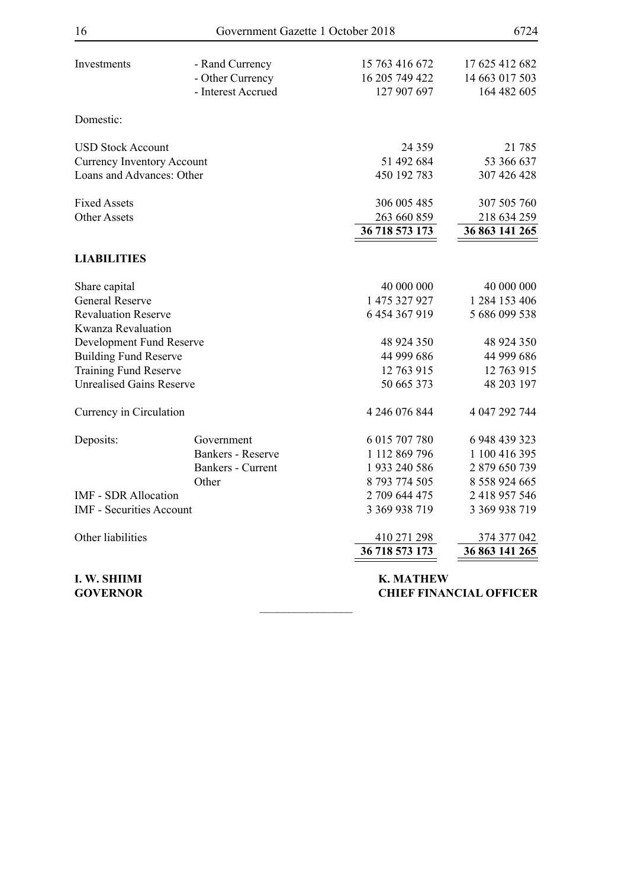| | | | |
|---|---|---|---|
| Investments | - Rand Currency | 15 763 416 672 | 17 625 412 682 |
| | - Other Currency | 16 205 749 422 | 14 663 017 503 |
| | - Interest Accrued | 127 907 697 | 164 482 605 |
| Domestic: | | | |
| USD Stock Account | | 24 359 | 21 785 |
| Currency Inventory Account | | 51 492 684 | 53 366 637 |
| Loans and Advances: Other | | 450 192 783 | 307 426 428 |
| Fixed Assets | | 306 005 485 | 307 505 760 |
| Other Assets | | 263 660 859 | 218 634 259 |
| | | **36 718 573 173** | **36 863 141 265** |

**LIABILITIES**

| | | | |
|---|---|---|---|
| Share capital | | 40 000 000 | 40 000 000 |
| General Reserve | | 1 475 327 927 | 1 284 153 406 |
| Revaluation Reserve | | 6 454 367 919 | 5 686 099 538 |
| Kwanza Revaluation | | | |
| Development Fund Reserve | | 48 924 350 | 48 924 350 |
| Building Fund Reserve | | 44 999 686 | 44 999 686 |
| Training Fund Reserve | | 12 763 915 | 12 763 915 |
| Unrealised Gains Reserve | | 50 665 373 | 48 203 197 |
| Currency in Circulation | | 4 246 076 844 | 4 047 292 744 |
| Deposits: | Government | 6 015 707 780 | 6 948 439 323 |
| | Bankers - Reserve | 1 112 869 796 | 1 100 416 395 |
| | Bankers - Current | 1 933 240 586 | 2 879 650 739 |
| | Other | 8 793 774 505 | 8 558 924 665 |
| IMF - SDR Allocation | | 2 709 644 475 | 2 418 957 546 |
| IMF - Securities Account | | 3 369 938 719 | 3 369 938 719 |
| Other liabilities | | 410 271 298 | 374 377 042 |
| | | **36 718 573 173** | **36 863 141 265** |

**I. W. SHIIMI**
**GOVERNOR**

**K. MATHEW**
**CHIEF FINANCIAL OFFICER**